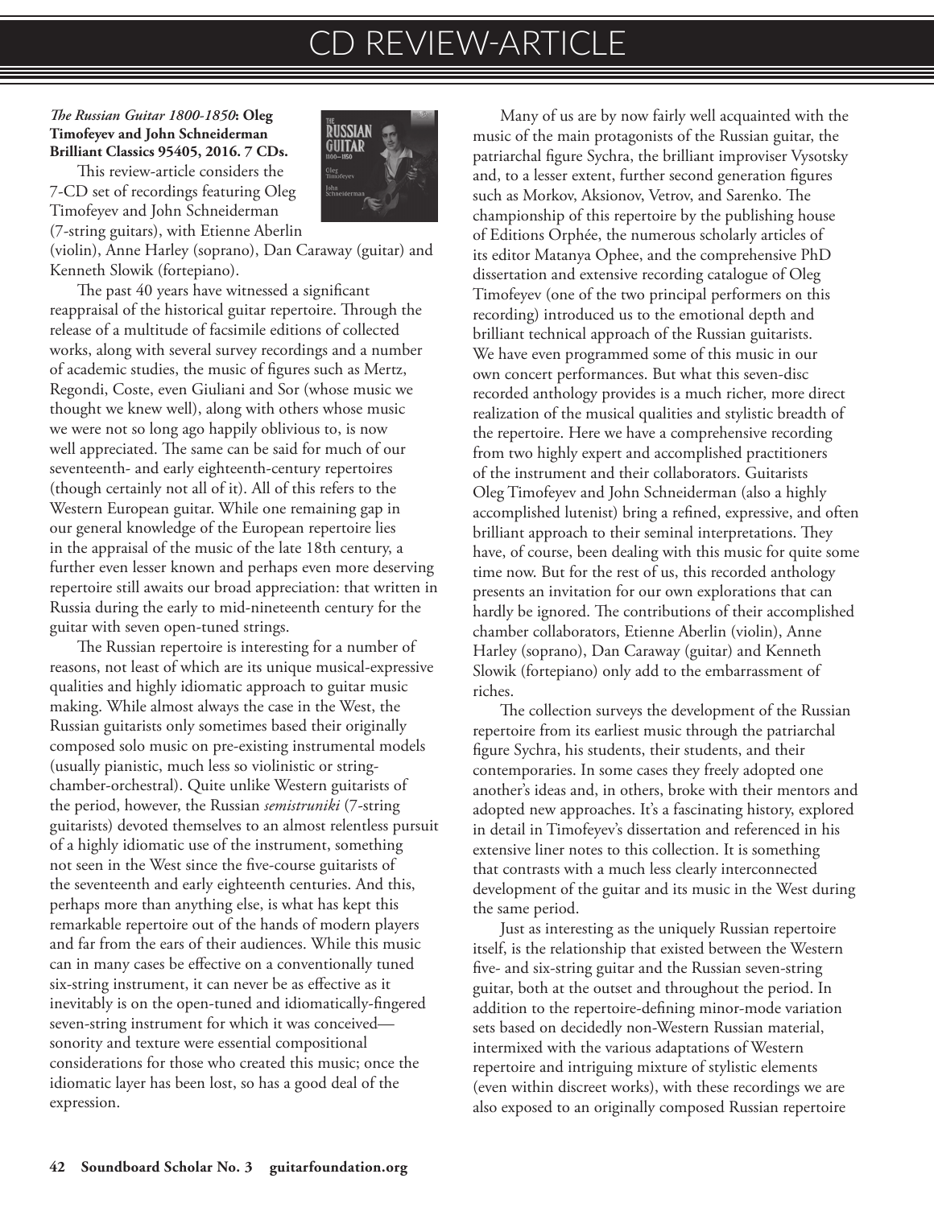# CD REVIEW-ARTICLE

***The Russian Guitar 1800-1850*: Oleg Timofeyev and John Schneiderman Brilliant Classics 95405, 2016. 7 CDs.**

This review-article considers the 7-CD set of recordings featuring Oleg Timofeyev and John Schneiderman (7-string guitars), with Etienne Aberlin (violin), Anne Harley (soprano), Dan Caraway (guitar) and Kenneth Slowik (fortepiano).

The past 40 years have witnessed a significant reappraisal of the historical guitar repertoire. Through the release of a multitude of facsimile editions of collected works, along with several survey recordings and a number of academic studies, the music of figures such as Mertz, Regondi, Coste, even Giuliani and Sor (whose music we thought we knew well), along with others whose music we were not so long ago happily oblivious to, is now well appreciated. The same can be said for much of our seventeenth- and early eighteenth-century repertoires (though certainly not all of it). All of this refers to the Western European guitar. While one remaining gap in our general knowledge of the European repertoire lies in the appraisal of the music of the late 18th century, a further even lesser known and perhaps even more deserving repertoire still awaits our broad appreciation: that written in Russia during the early to mid-nineteenth century for the guitar with seven open-tuned strings.

The Russian repertoire is interesting for a number of reasons, not least of which are its unique musical-expressive qualities and highly idiomatic approach to guitar music making. While almost always the case in the West, the Russian guitarists only sometimes based their originally composed solo music on pre-existing instrumental models (usually pianistic, much less so violinistic or string-chamber-orchestral). Quite unlike Western guitarists of the period, however, the Russian *semistruniki* (7-string guitarists) devoted themselves to an almost relentless pursuit of a highly idiomatic use of the instrument, something not seen in the West since the five-course guitarists of the seventeenth and early eighteenth centuries. And this, perhaps more than anything else, is what has kept this remarkable repertoire out of the hands of modern players and far from the ears of their audiences. While this music can in many cases be effective on a conventionally tuned six-string instrument, it can never be as effective as it inevitably is on the open-tuned and idiomatically-fingered seven-string instrument for which it was conceived—sonority and texture were essential compositional considerations for those who created this music; once the idiomatic layer has been lost, so has a good deal of the expression.

Many of us are by now fairly well acquainted with the music of the main protagonists of the Russian guitar, the patriarchal figure Sychra, the brilliant improviser Vysotsky and, to a lesser extent, further second generation figures such as Morkov, Aksionov, Vetrov, and Sarenko. The championship of this repertoire by the publishing house of Editions Orphée, the numerous scholarly articles of its editor Matanya Ophee, and the comprehensive PhD dissertation and extensive recording catalogue of Oleg Timofeyev (one of the two principal performers on this recording) introduced us to the emotional depth and brilliant technical approach of the Russian guitarists. We have even programmed some of this music in our own concert performances. But what this seven-disc recorded anthology provides is a much richer, more direct realization of the musical qualities and stylistic breadth of the repertoire. Here we have a comprehensive recording from two highly expert and accomplished practitioners of the instrument and their collaborators. Guitarists Oleg Timofeyev and John Schneiderman (also a highly accomplished lutenist) bring a refined, expressive, and often brilliant approach to their seminal interpretations. They have, of course, been dealing with this music for quite some time now. But for the rest of us, this recorded anthology presents an invitation for our own explorations that can hardly be ignored. The contributions of their accomplished chamber collaborators, Etienne Aberlin (violin), Anne Harley (soprano), Dan Caraway (guitar) and Kenneth Slowik (fortepiano) only add to the embarrassment of riches.

The collection surveys the development of the Russian repertoire from its earliest music through the patriarchal figure Sychra, his students, their students, and their contemporaries. In some cases they freely adopted one another's ideas and, in others, broke with their mentors and adopted new approaches. It's a fascinating history, explored in detail in Timofeyev's dissertation and referenced in his extensive liner notes to this collection. It is something that contrasts with a much less clearly interconnected development of the guitar and its music in the West during the same period.

Just as interesting as the uniquely Russian repertoire itself, is the relationship that existed between the Western five- and six-string guitar and the Russian seven-string guitar, both at the outset and throughout the period. In addition to the repertoire-defining minor-mode variation sets based on decidedly non-Western Russian material, intermixed with the various adaptations of Western repertoire and intriguing mixture of stylistic elements (even within discreet works), with these recordings we are also exposed to an originally composed Russian repertoire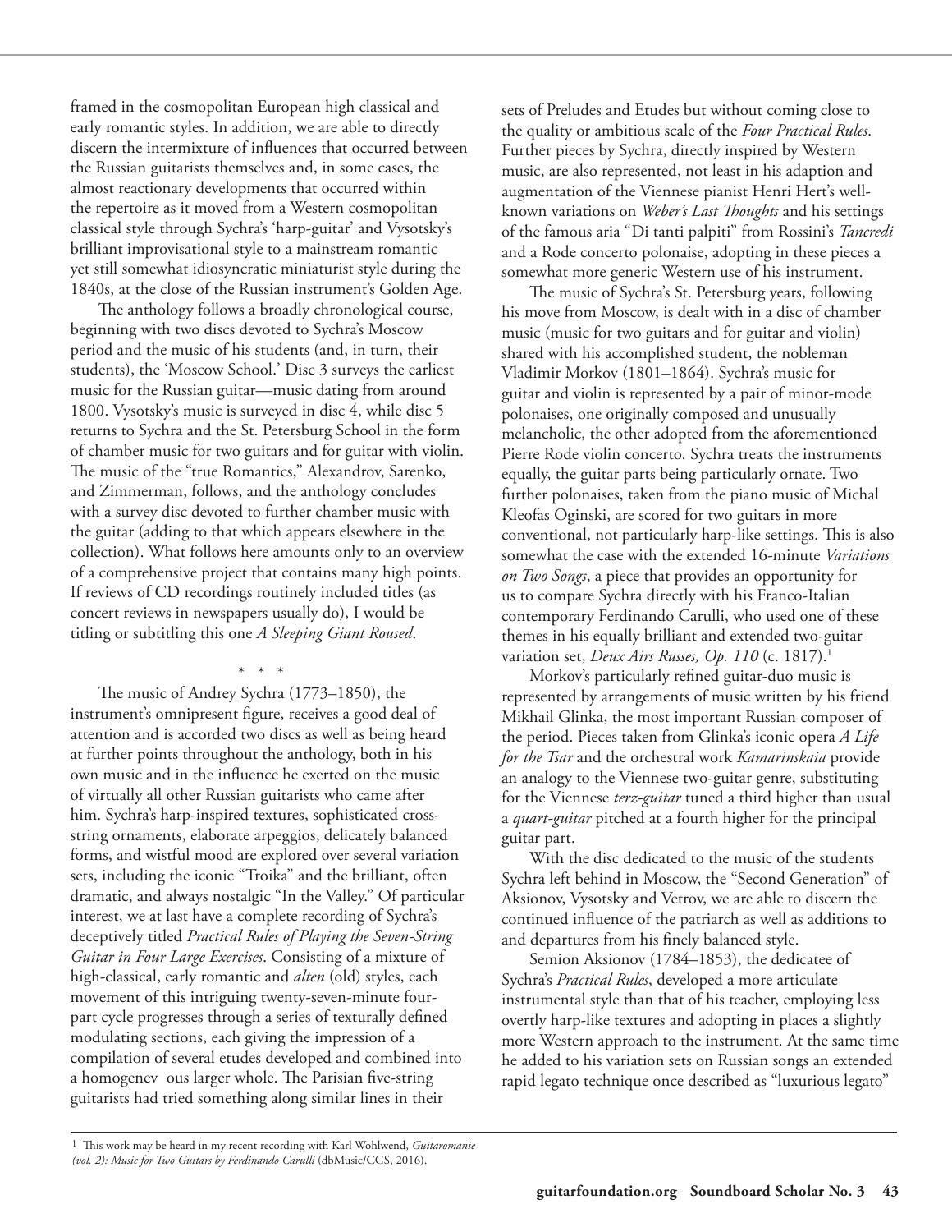framed in the cosmopolitan European high classical and early romantic styles. In addition, we are able to directly discern the intermixture of influences that occurred between the Russian guitarists themselves and, in some cases, the almost reactionary developments that occurred within the repertoire as it moved from a Western cosmopolitan classical style through Sychra's 'harp-guitar' and Vysotsky's brilliant improvisational style to a mainstream romantic yet still somewhat idiosyncratic miniaturist style during the 1840s, at the close of the Russian instrument's Golden Age.

The anthology follows a broadly chronological course, beginning with two discs devoted to Sychra's Moscow period and the music of his students (and, in turn, their students), the 'Moscow School.' Disc 3 surveys the earliest music for the Russian guitar—music dating from around 1800. Vysotsky's music is surveyed in disc 4, while disc 5 returns to Sychra and the St. Petersburg School in the form of chamber music for two guitars and for guitar with violin. The music of the "true Romantics," Alexandrov, Sarenko, and Zimmerman, follows, and the anthology concludes with a survey disc devoted to further chamber music with the guitar (adding to that which appears elsewhere in the collection). What follows here amounts only to an overview of a comprehensive project that contains many high points. If reviews of CD recordings routinely included titles (as concert reviews in newspapers usually do), I would be titling or subtitling this one *A Sleeping Giant Roused*.

\* \* \*

The music of Andrey Sychra (1773–1850), the instrument's omnipresent figure, receives a good deal of attention and is accorded two discs as well as being heard at further points throughout the anthology, both in his own music and in the influence he exerted on the music of virtually all other Russian guitarists who came after him. Sychra's harp-inspired textures, sophisticated cross-string ornaments, elaborate arpeggios, delicately balanced forms, and wistful mood are explored over several variation sets, including the iconic "Troika" and the brilliant, often dramatic, and always nostalgic "In the Valley." Of particular interest, we at last have a complete recording of Sychra's deceptively titled *Practical Rules of Playing the Seven-String Guitar in Four Large Exercises*. Consisting of a mixture of high-classical, early romantic and *alten* (old) styles, each movement of this intriguing twenty-seven-minute four-part cycle progresses through a series of texturally defined modulating sections, each giving the impression of a compilation of several etudes developed and combined into a homogeneous larger whole. The Parisian five-string guitarists had tried something along similar lines in their sets of Preludes and Etudes but without coming close to the quality or ambitious scale of the *Four Practical Rules*. Further pieces by Sychra, directly inspired by Western music, are also represented, not least in his adaption and augmentation of the Viennese pianist Henri Hert's well-known variations on *Weber's Last Thoughts* and his settings of the famous aria "Di tanti palpiti" from Rossini's *Tancredi* and a Rode concerto polonaise, adopting in these pieces a somewhat more generic Western use of his instrument.

The music of Sychra's St. Petersburg years, following his move from Moscow, is dealt with in a disc of chamber music (music for two guitars and for guitar and violin) shared with his accomplished student, the nobleman Vladimir Morkov (1801–1864). Sychra's music for guitar and violin is represented by a pair of minor-mode polonaises, one originally composed and unusually melancholic, the other adopted from the aforementioned Pierre Rode violin concerto. Sychra treats the instruments equally, the guitar parts being particularly ornate. Two further polonaises, taken from the piano music of Michal Kleofas Oginski, are scored for two guitars in more conventional, not particularly harp-like settings. This is also somewhat the case with the extended 16-minute *Variations on Two Songs*, a piece that provides an opportunity for us to compare Sychra directly with his Franco-Italian contemporary Ferdinando Carulli, who used one of these themes in his equally brilliant and extended two-guitar variation set, *Deux Airs Russes, Op. 110* (c. 1817).[1]

Morkov's particularly refined guitar-duo music is represented by arrangements of music written by his friend Mikhail Glinka, the most important Russian composer of the period. Pieces taken from Glinka's iconic opera *A Life for the Tsar* and the orchestral work *Kamarinskaia* provide an analogy to the Viennese two-guitar genre, substituting for the Viennese *terz-guitar* tuned a third higher than usual a *quart-guitar* pitched at a fourth higher for the principal guitar part.

With the disc dedicated to the music of the students Sychra left behind in Moscow, the "Second Generation" of Aksionov, Vysotsky and Vetrov, we are able to discern the continued influence of the patriarch as well as additions to and departures from his finely balanced style.

Semion Aksionov (1784–1853), the dedicatee of Sychra's *Practical Rules*, developed a more articulate instrumental style than that of his teacher, employing less overtly harp-like textures and adopting in places a slightly more Western approach to the instrument. At the same time he added to his variation sets on Russian songs an extended rapid legato technique once described as "luxurious legato"

[1] This work may be heard in my recent recording with Karl Wohlwend, *Guitaromanie (vol. 2): Music for Two Guitars by Ferdinando Carulli* (dbMusic/CGS, 2016).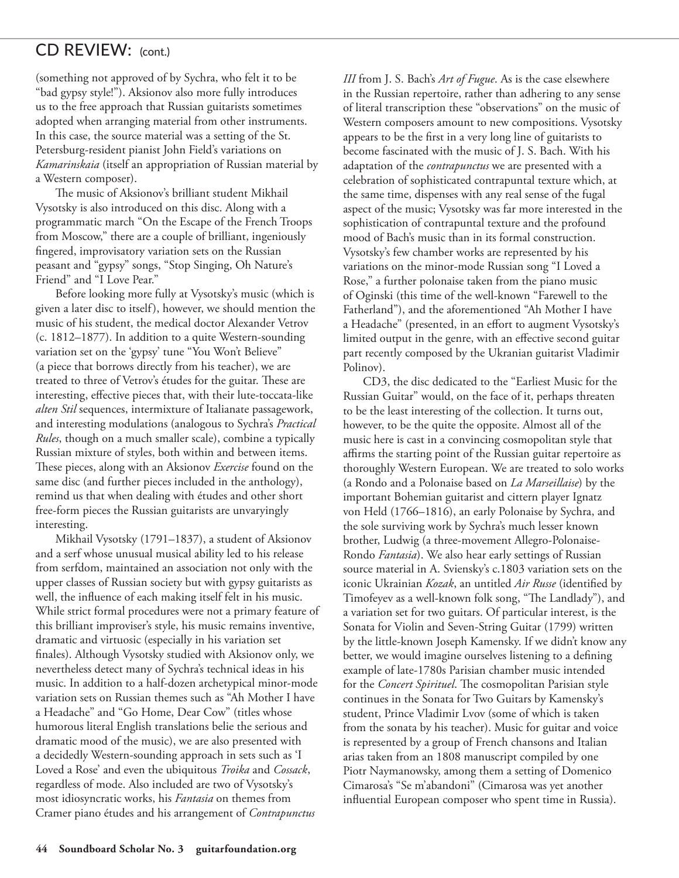## CD REVIEW: (cont.)

(something not approved of by Sychra, who felt it to be "bad gypsy style!"). Aksionov also more fully introduces us to the free approach that Russian guitarists sometimes adopted when arranging material from other instruments. In this case, the source material was a setting of the St. Petersburg-resident pianist John Field's variations on *Kamarinskaia* (itself an appropriation of Russian material by a Western composer).

The music of Aksionov's brilliant student Mikhail Vysotsky is also introduced on this disc. Along with a programmatic march "On the Escape of the French Troops from Moscow," there are a couple of brilliant, ingeniously fingered, improvisatory variation sets on the Russian peasant and "gypsy" songs, "Stop Singing, Oh Nature's Friend" and "I Love Pear."

Before looking more fully at Vysotsky's music (which is given a later disc to itself), however, we should mention the music of his student, the medical doctor Alexander Vetrov (c. 1812–1877). In addition to a quite Western-sounding variation set on the 'gypsy' tune "You Won't Believe" (a piece that borrows directly from his teacher), we are treated to three of Vetrov's études for the guitar. These are interesting, effective pieces that, with their lute-toccata-like *alten Stil* sequences, intermixture of Italianate passagework, and interesting modulations (analogous to Sychra's *Practical Rules*, though on a much smaller scale), combine a typically Russian mixture of styles, both within and between items. These pieces, along with an Aksionov *Exercise* found on the same disc (and further pieces included in the anthology), remind us that when dealing with études and other short free-form pieces the Russian guitarists are unvaryingly interesting.

Mikhail Vysotsky (1791–1837), a student of Aksionov and a serf whose unusual musical ability led to his release from serfdom, maintained an association not only with the upper classes of Russian society but with gypsy guitarists as well, the influence of each making itself felt in his music. While strict formal procedures were not a primary feature of this brilliant improviser's style, his music remains inventive, dramatic and virtuosic (especially in his variation set finales). Although Vysotsky studied with Aksionov only, we nevertheless detect many of Sychra's technical ideas in his music. In addition to a half-dozen archetypical minor-mode variation sets on Russian themes such as "Ah Mother I have a Headache" and "Go Home, Dear Cow" (titles whose humorous literal English translations belie the serious and dramatic mood of the music), we are also presented with a decidedly Western-sounding approach in sets such as 'I Loved a Rose' and even the ubiquitous *Troika* and *Cossack*, regardless of mode. Also included are two of Vysotsky's most idiosyncratic works, his *Fantasia* on themes from Cramer piano études and his arrangement of *Contrapunctus III* from J. S. Bach's *Art of Fugue*. As is the case elsewhere in the Russian repertoire, rather than adhering to any sense of literal transcription these "observations" on the music of Western composers amount to new compositions. Vysotsky appears to be the first in a very long line of guitarists to become fascinated with the music of J. S. Bach. With his adaptation of the *contrapunctus* we are presented with a celebration of sophisticated contrapuntal texture which, at the same time, dispenses with any real sense of the fugal aspect of the music; Vysotsky was far more interested in the sophistication of contrapuntal texture and the profound mood of Bach's music than in its formal construction. Vysotsky's few chamber works are represented by his variations on the minor-mode Russian song "I Loved a Rose," a further polonaise taken from the piano music of Oginski (this time of the well-known "Farewell to the Fatherland"), and the aforementioned "Ah Mother I have a Headache" (presented, in an effort to augment Vysotsky's limited output in the genre, with an effective second guitar part recently composed by the Ukranian guitarist Vladimir Polinov).

CD3, the disc dedicated to the "Earliest Music for the Russian Guitar" would, on the face of it, perhaps threaten to be the least interesting of the collection. It turns out, however, to be the quite the opposite. Almost all of the music here is cast in a convincing cosmopolitan style that affirms the starting point of the Russian guitar repertoire as thoroughly Western European. We are treated to solo works (a Rondo and a Polonaise based on *La Marseillaise*) by the important Bohemian guitarist and cittern player Ignatz von Held (1766–1816), an early Polonaise by Sychra, and the sole surviving work by Sychra's much lesser known brother, Ludwig (a three-movement Allegro-Polonaise-Rondo *Fantasia*). We also hear early settings of Russian source material in A. Sviensky's c.1803 variation sets on the iconic Ukrainian *Kozak*, an untitled *Air Russe* (identified by Timofeyev as a well-known folk song, "The Landlady"), and a variation set for two guitars. Of particular interest, is the Sonata for Violin and Seven-String Guitar (1799) written by the little-known Joseph Kamensky. If we didn't know any better, we would imagine ourselves listening to a defining example of late-1780s Parisian chamber music intended for the *Concert Spirituel*. The cosmopolitan Parisian style continues in the Sonata for Two Guitars by Kamensky's student, Prince Vladimir Lvov (some of which is taken from the sonata by his teacher). Music for guitar and voice is represented by a group of French chansons and Italian arias taken from an 1808 manuscript compiled by one Piotr Naymanowsky, among them a setting of Domenico Cimarosa's "Se m'abandoni" (Cimarosa was yet another influential European composer who spent time in Russia).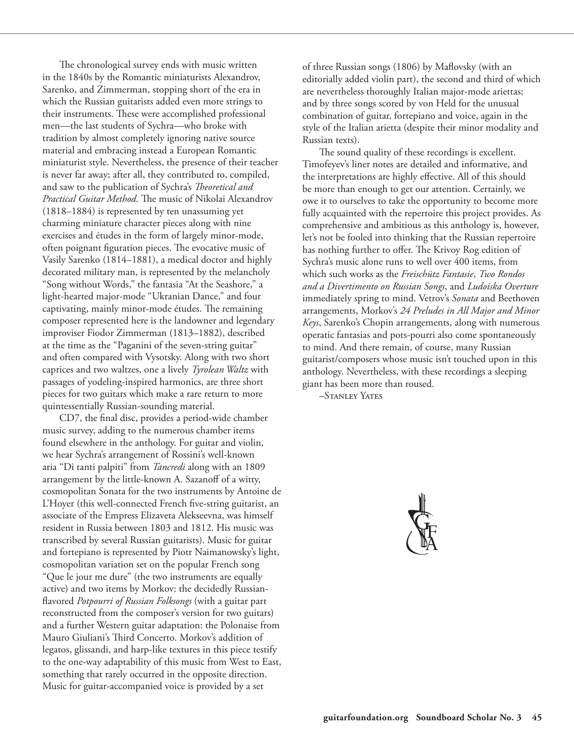The chronological survey ends with music written in the 1840s by the Romantic miniaturists Alexandrov, Sarenko, and Zimmerman, stopping short of the era in which the Russian guitarists added even more strings to their instruments. These were accomplished professional men—the last students of Sychra—who broke with tradition by almost completely ignoring native source material and embracing instead a European Romantic miniaturist style. Nevertheless, the presence of their teacher is never far away; after all, they contributed to, compiled, and saw to the publication of Sychra's *Theoretical and Practical Guitar Method*. The music of Nikolai Alexandrov (1818–1884) is represented by ten unassuming yet charming miniature character pieces along with nine exercises and études in the form of largely minor-mode, often poignant figuration pieces. The evocative music of Vasily Sarenko (1814–1881), a medical doctor and highly decorated military man, is represented by the melancholy "Song without Words," the fantasia "At the Seashore," a light-hearted major-mode "Ukranian Dance," and four captivating, mainly minor-mode études. The remaining composer represented here is the landowner and legendary improviser Fiodor Zimmerman (1813–1882), described at the time as the "Paganini of the seven-string guitar" and often compared with Vysotsky. Along with two short caprices and two waltzes, one a lively *Tyrolean Waltz* with passages of yodeling-inspired harmonics, are three short pieces for two guitars which make a rare return to more quintessentially Russian-sounding material.

CD7, the final disc, provides a period-wide chamber music survey, adding to the numerous chamber items found elsewhere in the anthology. For guitar and violin, we hear Sychra's arrangement of Rossini's well-known aria "Di tanti palpiti" from *Tancredi* along with an 1809 arrangement by the little-known A. Sazanoff of a witty, cosmopolitan Sonata for the two instruments by Antoine de L'Hoyer (this well-connected French five-string guitarist, an associate of the Empress Elizaveta Alekseevna, was himself resident in Russia between 1803 and 1812. His music was transcribed by several Russian guitarists). Music for guitar and fortepiano is represented by Piotr Naimanowsky's light, cosmopolitan variation set on the popular French song "Que le jour me dure" (the two instruments are equally active) and two items by Morkov: the decidedly Russian-flavored *Potpourri of Russian Folksongs* (with a guitar part reconstructed from the composer's version for two guitars) and a further Western guitar adaptation: the Polonaise from Mauro Giuliani's Third Concerto. Morkov's addition of legatos, glissandi, and harp-like textures in this piece testify to the one-way adaptability of this music from West to East, something that rarely occurred in the opposite direction. Music for guitar-accompanied voice is provided by a set of three Russian songs (1806) by Maflovsky (with an editorially added violin part), the second and third of which are nevertheless thoroughly Italian major-mode ariettas; and by three songs scored by von Held for the unusual combination of guitar, fortepiano and voice, again in the style of the Italian arietta (despite their minor modality and Russian texts).

The sound quality of these recordings is excellent. Timofeyev's liner notes are detailed and informative, and the interpretations are highly effective. All of this should be more than enough to get our attention. Certainly, we owe it to ourselves to take the opportunity to become more fully acquainted with the repertoire this project provides. As comprehensive and ambitious as this anthology is, however, let's not be fooled into thinking that the Russian repertoire has nothing further to offer. The Krivoy Rog edition of Sychra's music alone runs to well over 400 items, from which such works as the *Freischütz Fantasie*, *Two Rondos and a Divertimento on Russian Songs*, and *Ludoiska Overture* immediately spring to mind. Vetrov's *Sonata* and Beethoven arrangements, Morkov's *24 Preludes in All Major and Minor Keys*, Sarenko's Chopin arrangements, along with numerous operatic fantasias and pots-pourri also come spontaneously to mind. And there remain, of course, many Russian guitarist/composers whose music isn't touched upon in this anthology. Nevertheless, with these recordings a sleeping giant has been more than roused.

–Stanley Yates